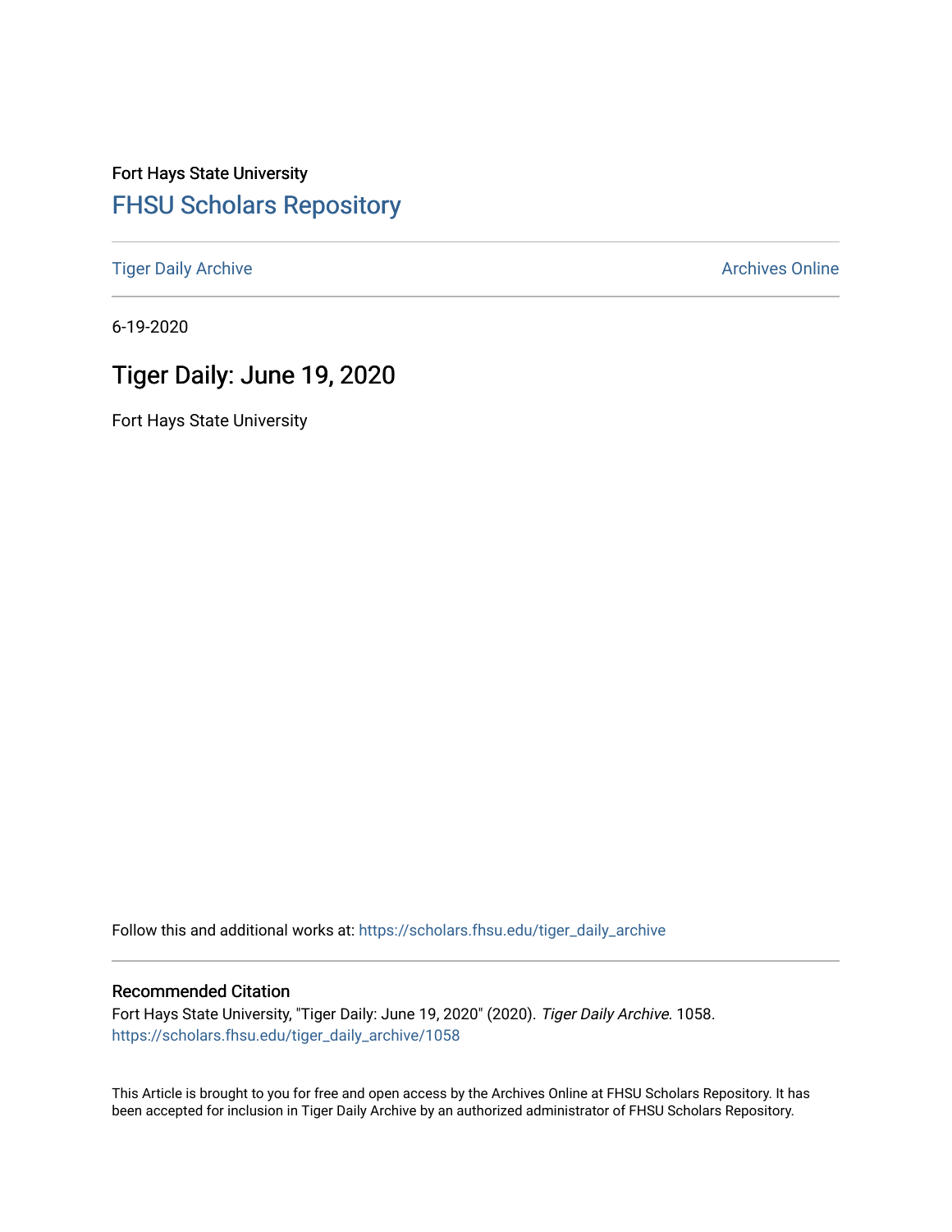Fort Hays State University

## FHSU Scholars Repository

Tiger Daily Archive

Archives Online

6-19-2020

# Tiger Daily: June 19, 2020

Fort Hays State University

Follow this and additional works at: https://scholars.fhsu.edu/tiger_daily_archive

### Recommended Citation

Fort Hays State University, "Tiger Daily: June 19, 2020" (2020). *Tiger Daily Archive*. 1058.
https://scholars.fhsu.edu/tiger_daily_archive/1058

This Article is brought to you for free and open access by the Archives Online at FHSU Scholars Repository. It has been accepted for inclusion in Tiger Daily Archive by an authorized administrator of FHSU Scholars Repository.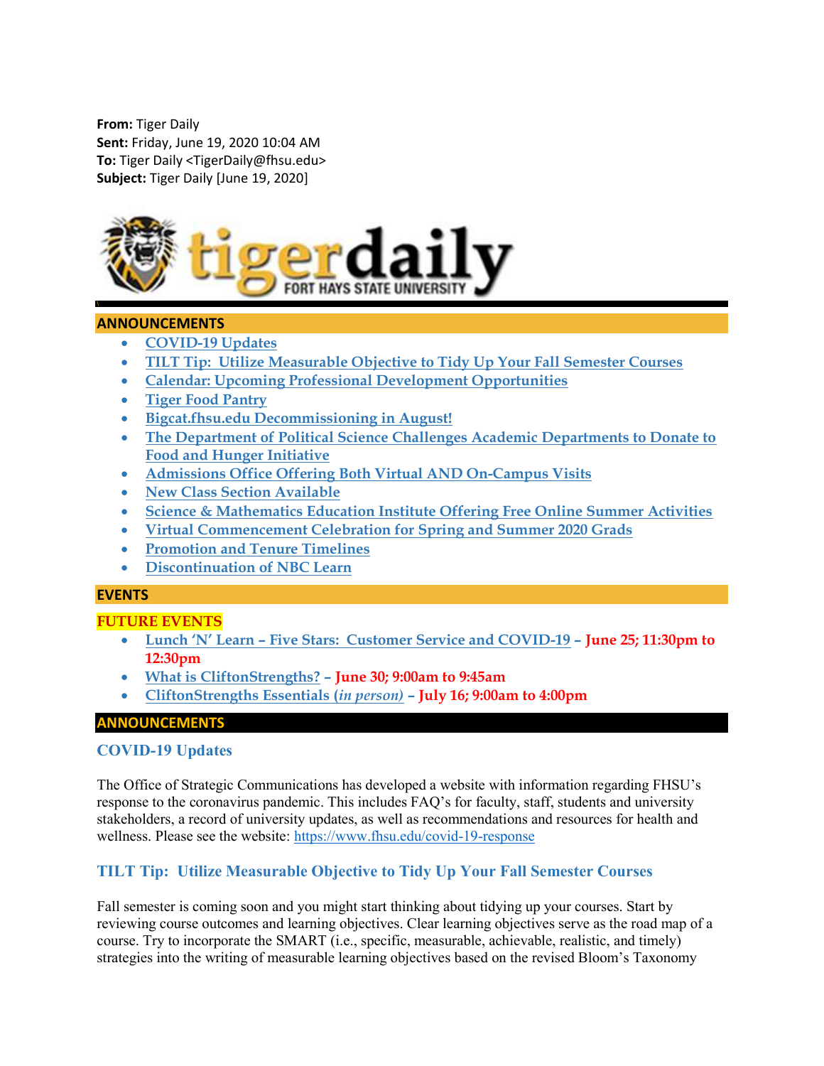**From:** Tiger Daily
**Sent:** Friday, June 19, 2020 10:04 AM
**To:** Tiger Daily <TigerDaily@fhsu.edu>
**Subject:** Tiger Daily [June 19, 2020]

# tigerdaily FORT HAYS STATE UNIVERSITY

## ANNOUNCEMENTS

- COVID-19 Updates
- TILT Tip: Utilize Measurable Objective to Tidy Up Your Fall Semester Courses
- Calendar: Upcoming Professional Development Opportunities
- Tiger Food Pantry
- Bigcat.fhsu.edu Decommissioning in August!
- The Department of Political Science Challenges Academic Departments to Donate to Food and Hunger Initiative
- Admissions Office Offering Both Virtual AND On-Campus Visits
- New Class Section Available
- Science & Mathematics Education Institute Offering Free Online Summer Activities
- Virtual Commencement Celebration for Spring and Summer 2020 Grads
- Promotion and Tenure Timelines
- Discontinuation of NBC Learn

## EVENTS

### FUTURE EVENTS

- Lunch 'N' Learn – Five Stars: Customer Service and COVID-19 – **June 25; 11:30pm to 12:30pm**
- What is CliftonStrengths? – **June 30; 9:00am to 9:45am**
- CliftonStrengths Essentials (*in person*) – **July 16; 9:00am to 4:00pm**

## ANNOUNCEMENTS

### COVID-19 Updates

The Office of Strategic Communications has developed a website with information regarding FHSU's response to the coronavirus pandemic. This includes FAQ's for faculty, staff, students and university stakeholders, a record of university updates, as well as recommendations and resources for health and wellness. Please see the website: https://www.fhsu.edu/covid-19-response

### TILT Tip: Utilize Measurable Objective to Tidy Up Your Fall Semester Courses

Fall semester is coming soon and you might start thinking about tidying up your courses. Start by reviewing course outcomes and learning objectives. Clear learning objectives serve as the road map of a course. Try to incorporate the SMART (i.e., specific, measurable, achievable, realistic, and timely) strategies into the writing of measurable learning objectives based on the revised Bloom's Taxonomy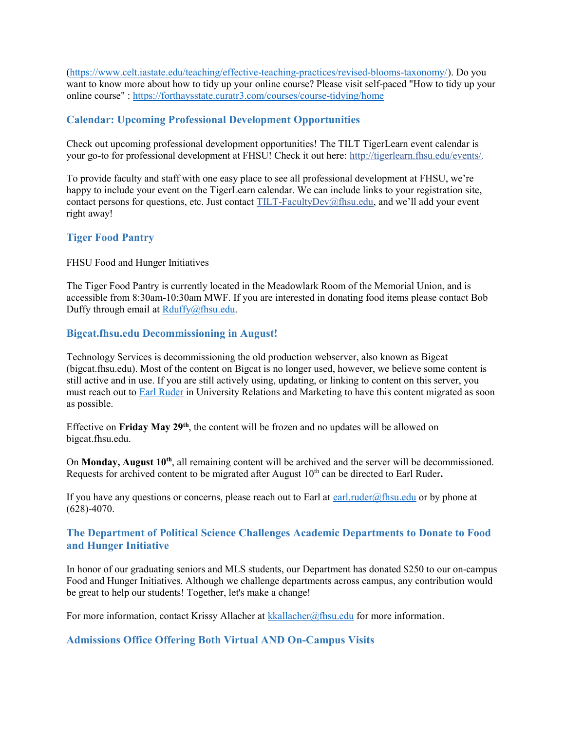(https://www.celt.iastate.edu/teaching/effective-teaching-practices/revised-blooms-taxonomy/). Do you want to know more about how to tidy up your online course? Please visit self-paced "How to tidy up your online course" : https://forthaysstate.curatr3.com/courses/course-tidying/home

### Calendar: Upcoming Professional Development Opportunities

Check out upcoming professional development opportunities! The TILT TigerLearn event calendar is your go-to for professional development at FHSU! Check it out here: http://tigerlearn.fhsu.edu/events/.

To provide faculty and staff with one easy place to see all professional development at FHSU, we're happy to include your event on the TigerLearn calendar. We can include links to your registration site, contact persons for questions, etc. Just contact TILT-FacultyDev@fhsu.edu, and we'll add your event right away!

### Tiger Food Pantry

FHSU Food and Hunger Initiatives

The Tiger Food Pantry is currently located in the Meadowlark Room of the Memorial Union, and is accessible from 8:30am-10:30am MWF. If you are interested in donating food items please contact Bob Duffy through email at Rduffy@fhsu.edu.

### Bigcat.fhsu.edu Decommissioning in August!

Technology Services is decommissioning the old production webserver, also known as Bigcat (bigcat.fhsu.edu). Most of the content on Bigcat is no longer used, however, we believe some content is still active and in use. If you are still actively using, updating, or linking to content on this server, you must reach out to Earl Ruder in University Relations and Marketing to have this content migrated as soon as possible.

Effective on **Friday May 29th**, the content will be frozen and no updates will be allowed on bigcat.fhsu.edu.

On **Monday, August 10th**, all remaining content will be archived and the server will be decommissioned. Requests for archived content to be migrated after August 10th can be directed to Earl Ruder**.**

If you have any questions or concerns, please reach out to Earl at earl.ruder@fhsu.edu or by phone at (628)-4070.

### The Department of Political Science Challenges Academic Departments to Donate to Food and Hunger Initiative

In honor of our graduating seniors and MLS students, our Department has donated $250 to our on-campus Food and Hunger Initiatives. Although we challenge departments across campus, any contribution would be great to help our students! Together, let's make a change!

For more information, contact Krissy Allacher at kkallacher@fhsu.edu for more information.

### Admissions Office Offering Both Virtual AND On-Campus Visits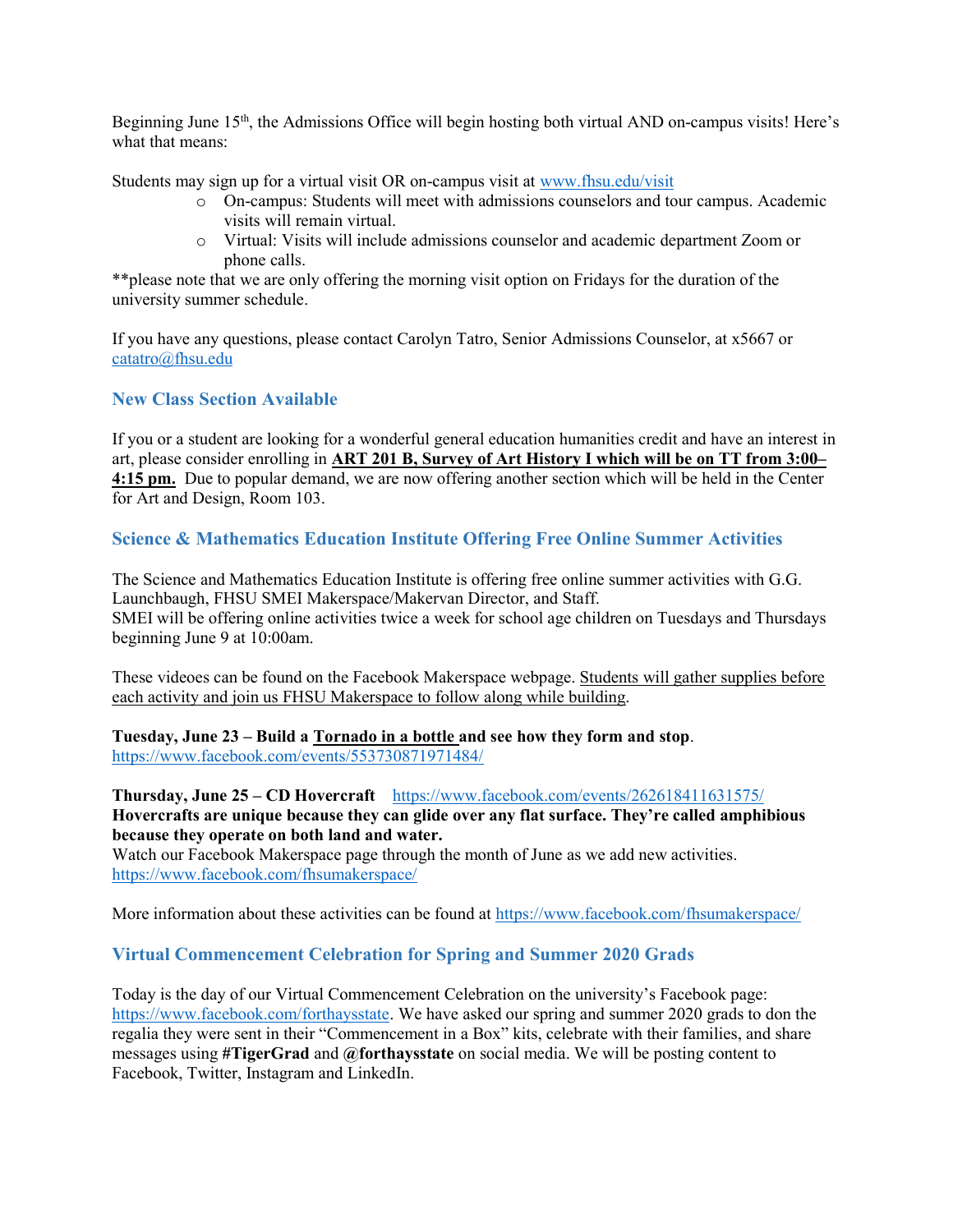Beginning June 15th, the Admissions Office will begin hosting both virtual AND on-campus visits! Here's what that means:

Students may sign up for a virtual visit OR on-campus visit at www.fhsu.edu/visit

- On-campus: Students will meet with admissions counselors and tour campus. Academic visits will remain virtual.
- Virtual: Visits will include admissions counselor and academic department Zoom or phone calls.

**please note that we are only offering the morning visit option on Fridays for the duration of the university summer schedule.

If you have any questions, please contact Carolyn Tatro, Senior Admissions Counselor, at x5667 or catatro@fhsu.edu

### New Class Section Available

If you or a student are looking for a wonderful general education humanities credit and have an interest in art, please consider enrolling in **ART 201 B, Survey of Art History I which will be on TT from 3:00–4:15 pm.** Due to popular demand, we are now offering another section which will be held in the Center for Art and Design, Room 103.

### Science & Mathematics Education Institute Offering Free Online Summer Activities

The Science and Mathematics Education Institute is offering free online summer activities with G.G. Launchbaugh, FHSU SMEI Makerspace/Makervan Director, and Staff.
SMEI will be offering online activities twice a week for school age children on Tuesdays and Thursdays beginning June 9 at 10:00am.

These videoes can be found on the Facebook Makerspace webpage. Students will gather supplies before each activity and join us FHSU Makerspace to follow along while building.

**Tuesday, June 23 – Build a Tornado in a bottle and see how they form and stop**.
https://www.facebook.com/events/553730871971484/

**Thursday, June 25 – CD Hovercraft** https://www.facebook.com/events/262618411631575/
**Hovercrafts are unique because they can glide over any flat surface. They're called amphibious because they operate on both land and water.**
Watch our Facebook Makerspace page through the month of June as we add new activities.
https://www.facebook.com/fhsumakerspace/

More information about these activities can be found at https://www.facebook.com/fhsumakerspace/

### Virtual Commencement Celebration for Spring and Summer 2020 Grads

Today is the day of our Virtual Commencement Celebration on the university's Facebook page: https://www.facebook.com/forthaysstate. We have asked our spring and summer 2020 grads to don the regalia they were sent in their "Commencement in a Box" kits, celebrate with their families, and share messages using **#TigerGrad** and **@forthaysstate** on social media. We will be posting content to Facebook, Twitter, Instagram and LinkedIn.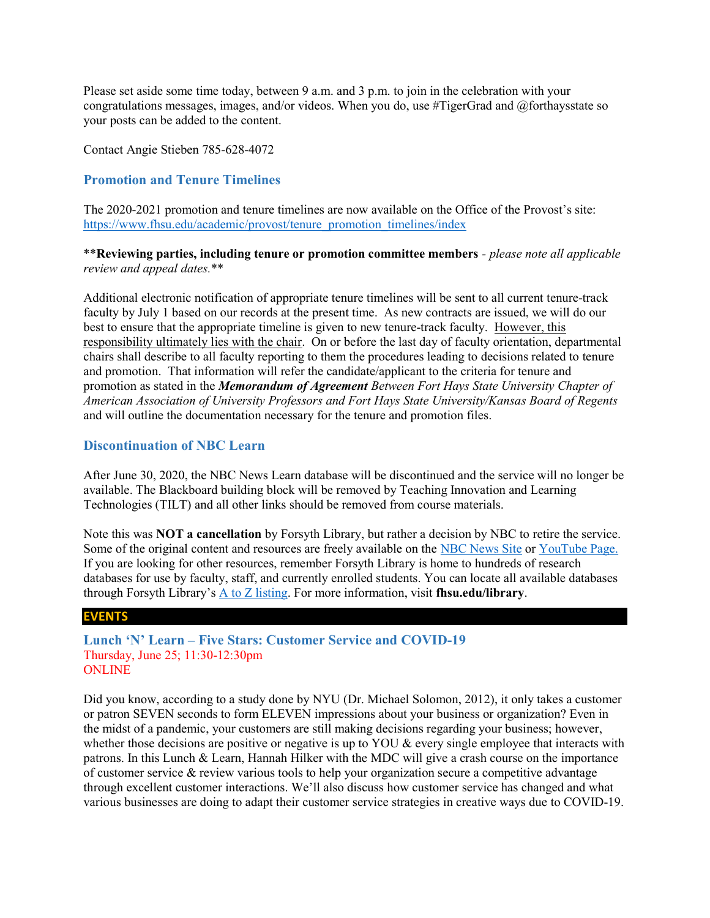Please set aside some time today, between 9 a.m. and 3 p.m. to join in the celebration with your congratulations messages, images, and/or videos. When you do, use #TigerGrad and @forthaysstate so your posts can be added to the content.

Contact Angie Stieben 785-628-4072

### Promotion and Tenure Timelines

The 2020-2021 promotion and tenure timelines are now available on the Office of the Provost's site: [https://www.fhsu.edu/academic/provost/tenure_promotion_timelines/index](https://www.fhsu.edu/academic/provost/tenure_promotion_timelines/index)

**Reviewing parties, including tenure or promotion committee members** - *please note all applicable review and appeal dates.***

Additional electronic notification of appropriate tenure timelines will be sent to all current tenure-track faculty by July 1 based on our records at the present time. As new contracts are issued, we will do our best to ensure that the appropriate timeline is given to new tenure-track faculty. <u>However, this responsibility ultimately lies with the chair</u>. On or before the last day of faculty orientation, departmental chairs shall describe to all faculty reporting to them the procedures leading to decisions related to tenure and promotion. That information will refer the candidate/applicant to the criteria for tenure and promotion as stated in the ***Memorandum of Agreement*** *Between Fort Hays State University Chapter of American Association of University Professors and Fort Hays State University/Kansas Board of Regents* and will outline the documentation necessary for the tenure and promotion files.

### Discontinuation of NBC Learn

After June 30, 2020, the NBC News Learn database will be discontinued and the service will no longer be available. The Blackboard building block will be removed by Teaching Innovation and Learning Technologies (TILT) and all other links should be removed from course materials.

Note this was **NOT a cancellation** by Forsyth Library, but rather a decision by NBC to retire the service. Some of the original content and resources are freely available on the NBC News Site or YouTube Page. If you are looking for other resources, remember Forsyth Library is home to hundreds of research databases for use by faculty, staff, and currently enrolled students. You can locate all available databases through Forsyth Library's A to Z listing. For more information, visit **fhsu.edu/library**.

## EVENTS

### Lunch 'N' Learn – Five Stars: Customer Service and COVID-19

Thursday, June 25; 11:30-12:30pm
ONLINE

Did you know, according to a study done by NYU (Dr. Michael Solomon, 2012), it only takes a customer or patron SEVEN seconds to form ELEVEN impressions about your business or organization? Even in the midst of a pandemic, your customers are still making decisions regarding your business; however, whether those decisions are positive or negative is up to YOU & every single employee that interacts with patrons. In this Lunch & Learn, Hannah Hilker with the MDC will give a crash course on the importance of customer service & review various tools to help your organization secure a competitive advantage through excellent customer interactions. We'll also discuss how customer service has changed and what various businesses are doing to adapt their customer service strategies in creative ways due to COVID-19.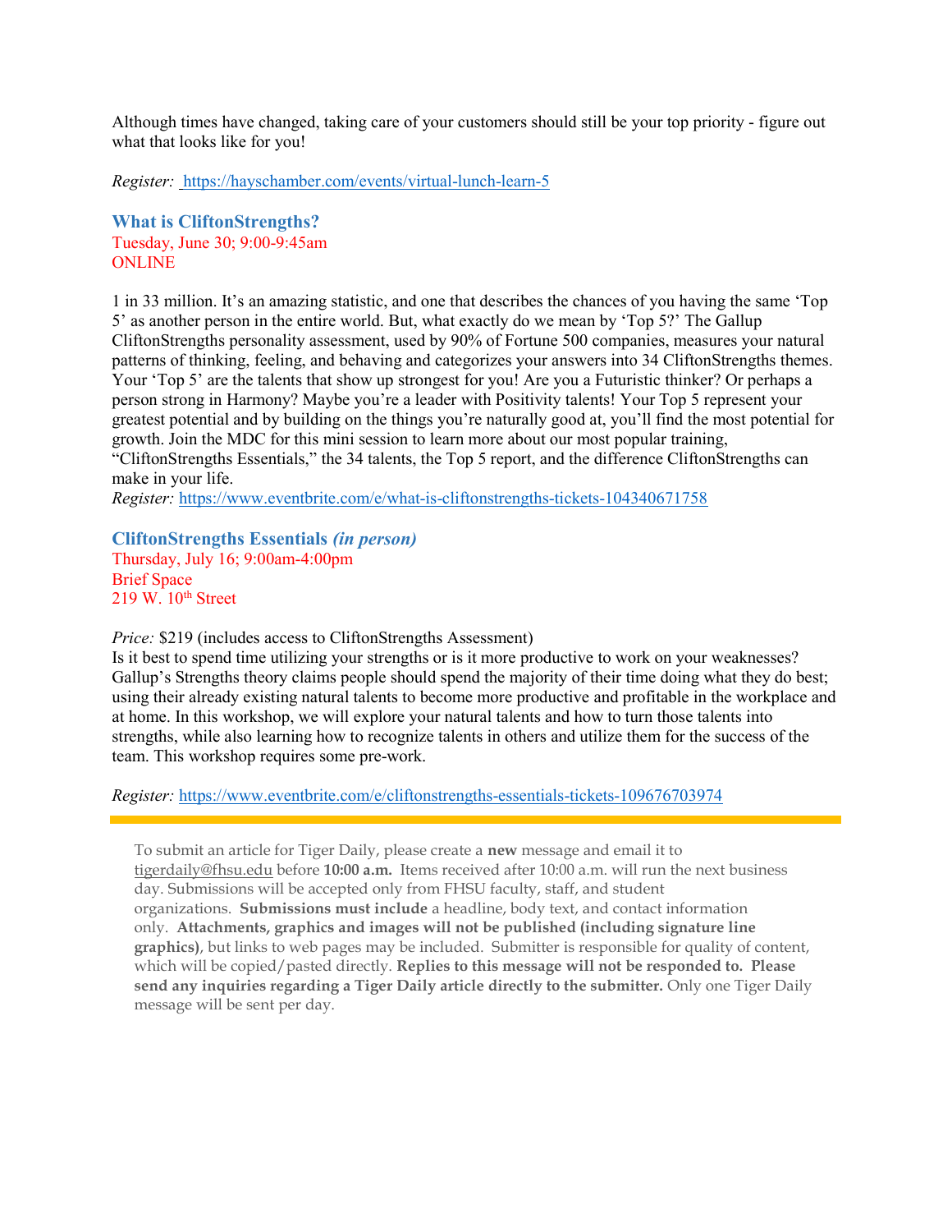Although times have changed, taking care of your customers should still be your top priority - figure out what that looks like for you!

*Register:* https://hayschamber.com/events/virtual-lunch-learn-5

### What is CliftonStrengths?

Tuesday, June 30; 9:00-9:45am
ONLINE

1 in 33 million. It's an amazing statistic, and one that describes the chances of you having the same 'Top 5' as another person in the entire world. But, what exactly do we mean by 'Top 5?' The Gallup CliftonStrengths personality assessment, used by 90% of Fortune 500 companies, measures your natural patterns of thinking, feeling, and behaving and categorizes your answers into 34 CliftonStrengths themes. Your 'Top 5' are the talents that show up strongest for you! Are you a Futuristic thinker? Or perhaps a person strong in Harmony? Maybe you're a leader with Positivity talents! Your Top 5 represent your greatest potential and by building on the things you're naturally good at, you'll find the most potential for growth. Join the MDC for this mini session to learn more about our most popular training, "CliftonStrengths Essentials," the 34 talents, the Top 5 report, and the difference CliftonStrengths can make in your life.
*Register:* https://www.eventbrite.com/e/what-is-cliftonstrengths-tickets-104340671758

### CliftonStrengths Essentials *(in person)*

Thursday, July 16; 9:00am-4:00pm
Brief Space
219 W. 10th Street

*Price:* $219 (includes access to CliftonStrengths Assessment)
Is it best to spend time utilizing your strengths or is it more productive to work on your weaknesses? Gallup's Strengths theory claims people should spend the majority of their time doing what they do best; using their already existing natural talents to become more productive and profitable in the workplace and at home. In this workshop, we will explore your natural talents and how to turn those talents into strengths, while also learning how to recognize talents in others and utilize them for the success of the team. This workshop requires some pre-work.

*Register:* https://www.eventbrite.com/e/cliftonstrengths-essentials-tickets-109676703974

---

To submit an article for Tiger Daily, please create a **new** message and email it to tigerdaily@fhsu.edu before **10:00 a.m.** Items received after 10:00 a.m. will run the next business day. Submissions will be accepted only from FHSU faculty, staff, and student organizations. **Submissions must include** a headline, body text, and contact information only. **Attachments, graphics and images will not be published (including signature line graphics)**, but links to web pages may be included. Submitter is responsible for quality of content, which will be copied/pasted directly. **Replies to this message will not be responded to. Please send any inquiries regarding a Tiger Daily article directly to the submitter.** Only one Tiger Daily message will be sent per day.